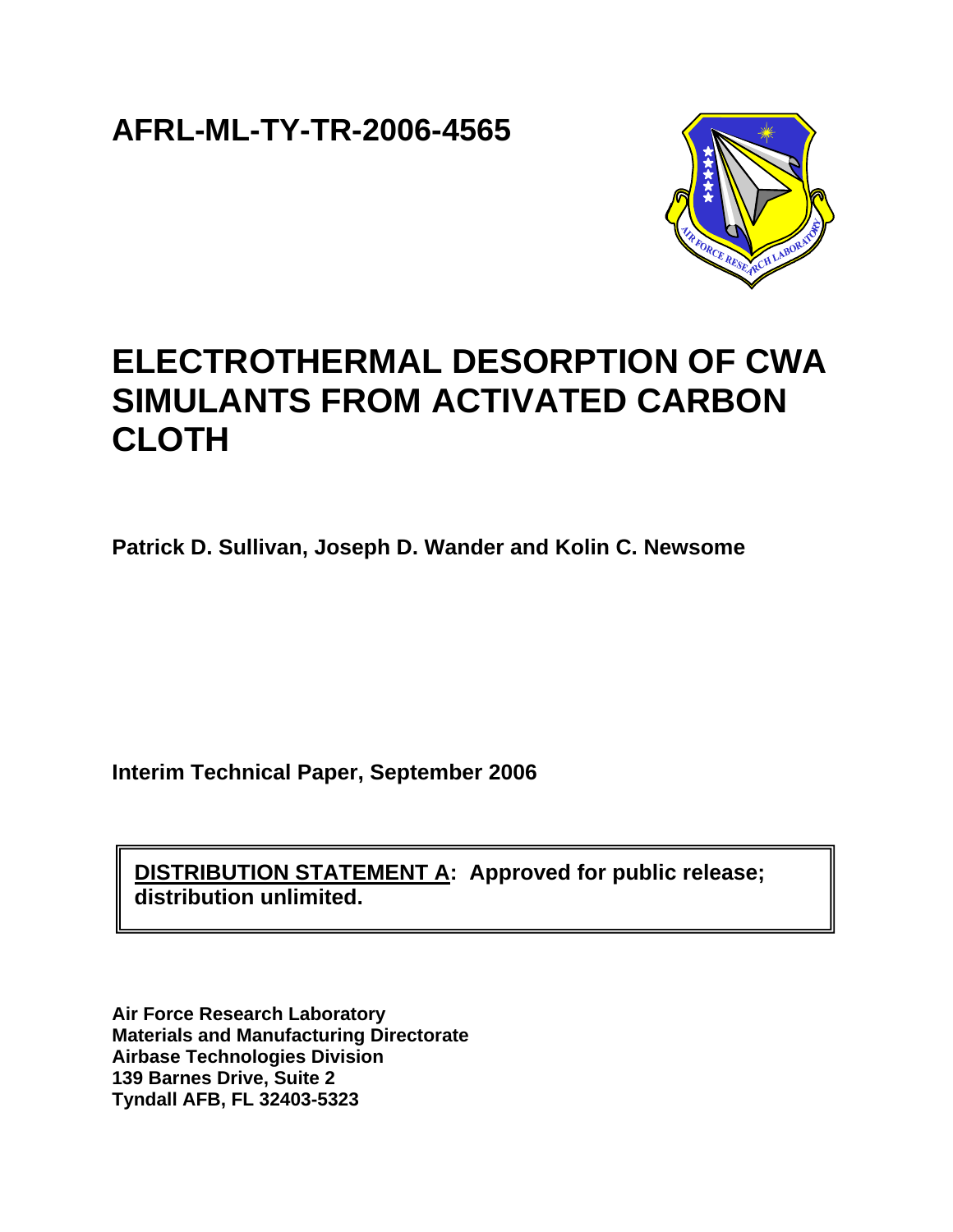**AFRL-ML-TY-TR-2006-4565**

# ELECTROTHERMAL DESORPTION OF CWA SIMULANTS FROM ACTIVATED CARBON CLOTH

**Patrick D. Sullivan, Joseph D. Wander and Kolin C. Newsome**

**Interim Technical Paper, September 2006**

**DISTRIBUTION STATEMENT A: Approved for public release; distribution unlimited.**

**Air Force Research Laboratory**
**Materials and Manufacturing Directorate**
**Airbase Technologies Division**
**139 Barnes Drive, Suite 2**
**Tyndall AFB, FL 32403-5323**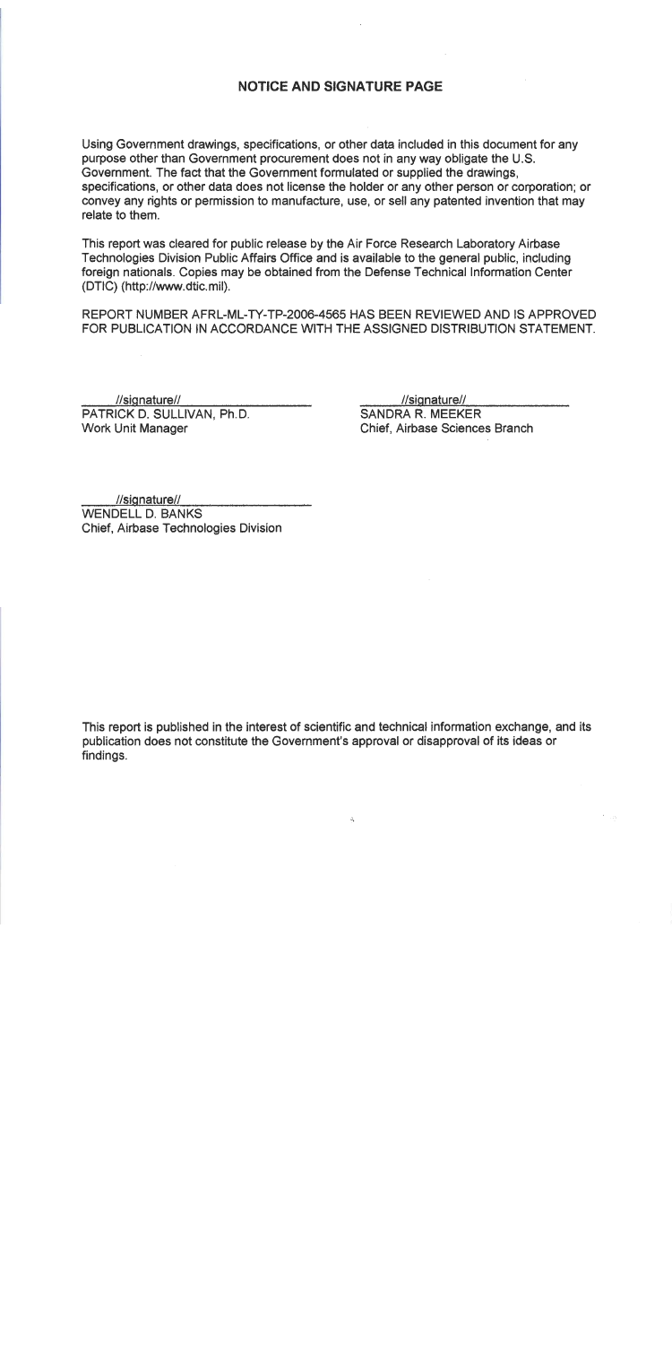## NOTICE AND SIGNATURE PAGE

Using Government drawings, specifications, or other data included in this document for any purpose other than Government procurement does not in any way obligate the U.S. Government. The fact that the Government formulated or supplied the drawings, specifications, or other data does not license the holder or any other person or corporation; or convey any rights or permission to manufacture, use, or sell any patented invention that may relate to them.

This report was cleared for public release by the Air Force Research Laboratory Airbase Technologies Division Public Affairs Office and is available to the general public, including foreign nationals. Copies may be obtained from the Defense Technical Information Center (DTIC) (http://www.dtic.mil).

REPORT NUMBER AFRL-ML-TY-TP-2006-4565 HAS BEEN REVIEWED AND IS APPROVED FOR PUBLICATION IN ACCORDANCE WITH THE ASSIGNED DISTRIBUTION STATEMENT.

//signature//
PATRICK D. SULLIVAN, Ph.D.
Work Unit Manager

//signature//
SANDRA R. MEEKER
Chief, Airbase Sciences Branch

//signature//
WENDELL D. BANKS
Chief, Airbase Technologies Division

This report is published in the interest of scientific and technical information exchange, and its publication does not constitute the Government's approval or disapproval of its ideas or findings.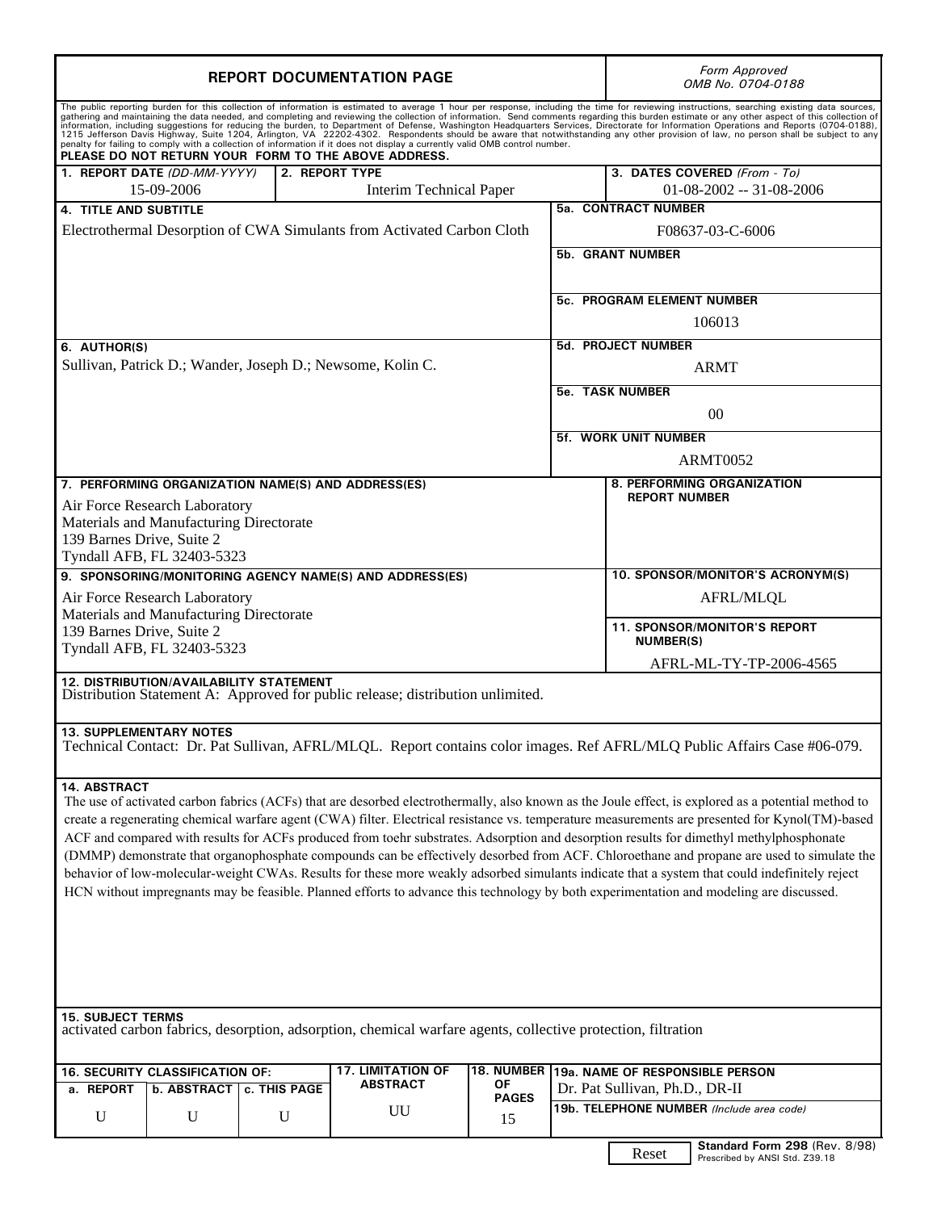# REPORT DOCUMENTATION PAGE

*Form Approved*
*OMB No. 0704-0188*

The public reporting burden for this collection of information is estimated to average 1 hour per response, including the time for reviewing instructions, searching existing data sources, gathering and maintaining the data needed, and completing and reviewing the collection of information. Send comments regarding this burden estimate or any other aspect of this collection of information, including suggestions for reducing the burden, to Department of Defense, Washington Headquarters Services, Directorate for Information Operations and Reports (0704-0188), 1215 Jefferson Davis Highway, Suite 1204, Arlington, VA 22202-4302. Respondents should be aware that notwithstanding any other provision of law, no person shall be subject to any penalty for failing to comply with a collection of information if it does not display a currently valid OMB control number.

**PLEASE DO NOT RETURN YOUR FORM TO THE ABOVE ADDRESS.**

| 1. REPORT DATE *(DD-MM-YYYY)* | 2. REPORT TYPE | 3. DATES COVERED *(From - To)* |
|---|---|---|
| 15-09-2006 | Interim Technical Paper | 01-08-2002 -- 31-08-2006 |

**4. TITLE AND SUBTITLE**
Electrothermal Desorption of CWA Simulants from Activated Carbon Cloth

**5a. CONTRACT NUMBER**
F08637-03-C-6006

**5b. GRANT NUMBER**

**5c. PROGRAM ELEMENT NUMBER**
106013

**6. AUTHOR(S)**
Sullivan, Patrick D.; Wander, Joseph D.; Newsome, Kolin C.

**5d. PROJECT NUMBER**
ARMT

**5e. TASK NUMBER**
00

**5f. WORK UNIT NUMBER**
ARMT0052

**7. PERFORMING ORGANIZATION NAME(S) AND ADDRESS(ES)**
Air Force Research Laboratory
Materials and Manufacturing Directorate
139 Barnes Drive, Suite 2
Tyndall AFB, FL 32403-5323

**8. PERFORMING ORGANIZATION REPORT NUMBER**

**9. SPONSORING/MONITORING AGENCY NAME(S) AND ADDRESS(ES)**
Air Force Research Laboratory
Materials and Manufacturing Directorate
139 Barnes Drive, Suite 2
Tyndall AFB, FL 32403-5323

**10. SPONSOR/MONITOR'S ACRONYM(S)**
AFRL/MLQL

**11. SPONSOR/MONITOR'S REPORT NUMBER(S)**
AFRL-ML-TY-TP-2006-4565

**12. DISTRIBUTION/AVAILABILITY STATEMENT**
Distribution Statement A: Approved for public release; distribution unlimited.

**13. SUPPLEMENTARY NOTES**
Technical Contact: Dr. Pat Sullivan, AFRL/MLQL. Report contains color images. Ref AFRL/MLQ Public Affairs Case #06-079.

**14. ABSTRACT**
The use of activated carbon fabrics (ACFs) that are desorbed electrothermally, also known as the Joule effect, is explored as a potential method to create a regenerating chemical warfare agent (CWA) filter. Electrical resistance vs. temperature measurements are presented for Kynol(TM)-based ACF and compared with results for ACFs produced from toehr substrates. Adsorption and desorption results for dimethyl methylphosphonate (DMMP) demonstrate that organophosphate compounds can be effectively desorbed from ACF. Chloroethane and propane are used to simulate the behavior of low-molecular-weight CWAs. Results for these more weakly adsorbed simulants indicate that a system that could indefinitely reject HCN without impregnants may be feasible. Planned efforts to advance this technology by both experimentation and modeling are discussed.

**15. SUBJECT TERMS**
activated carbon fabrics, desorption, adsorption, chemical warfare agents, collective protection, filtration

| 16. SECURITY CLASSIFICATION OF: | | | 17. LIMITATION OF ABSTRACT | 18. NUMBER OF PAGES | 19a. NAME OF RESPONSIBLE PERSON |
|---|---|---|---|---|---|
| a. REPORT | b. ABSTRACT | c. THIS PAGE | | | Dr. Pat Sullivan, Ph.D., DR-II |
| U | U | U | UU | 15 | 19b. TELEPHONE NUMBER *(Include area code)* |

**Standard Form 298** (Rev. 8/98)
Prescribed by ANSI Std. Z39.18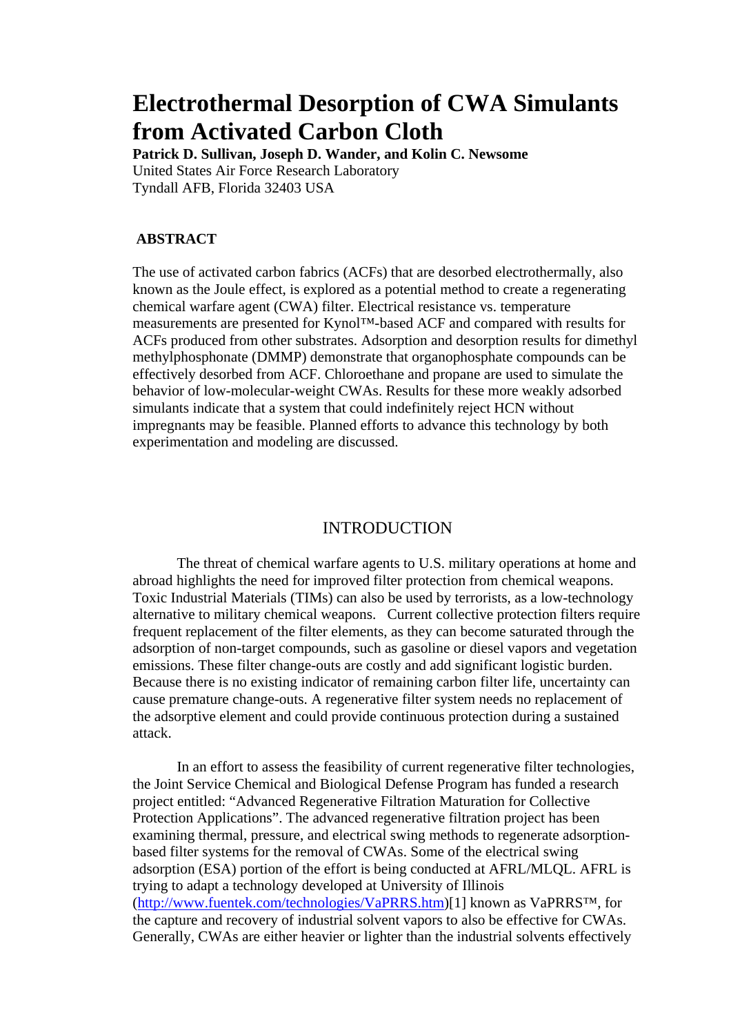# Electrothermal Desorption of CWA Simulants from Activated Carbon Cloth

**Patrick D. Sullivan, Joseph D. Wander, and Kolin C. Newsome**
United States Air Force Research Laboratory
Tyndall AFB, Florida 32403 USA

## ABSTRACT

The use of activated carbon fabrics (ACFs) that are desorbed electrothermally, also known as the Joule effect, is explored as a potential method to create a regenerating chemical warfare agent (CWA) filter. Electrical resistance vs. temperature measurements are presented for Kynol™-based ACF and compared with results for ACFs produced from other substrates. Adsorption and desorption results for dimethyl methylphosphonate (DMMP) demonstrate that organophosphate compounds can be effectively desorbed from ACF. Chloroethane and propane are used to simulate the behavior of low-molecular-weight CWAs. Results for these more weakly adsorbed simulants indicate that a system that could indefinitely reject HCN without impregnants may be feasible. Planned efforts to advance this technology by both experimentation and modeling are discussed.

## INTRODUCTION

The threat of chemical warfare agents to U.S. military operations at home and abroad highlights the need for improved filter protection from chemical weapons. Toxic Industrial Materials (TIMs) can also be used by terrorists, as a low-technology alternative to military chemical weapons. Current collective protection filters require frequent replacement of the filter elements, as they can become saturated through the adsorption of non-target compounds, such as gasoline or diesel vapors and vegetation emissions. These filter change-outs are costly and add significant logistic burden. Because there is no existing indicator of remaining carbon filter life, uncertainty can cause premature change-outs. A regenerative filter system needs no replacement of the adsorptive element and could provide continuous protection during a sustained attack.

In an effort to assess the feasibility of current regenerative filter technologies, the Joint Service Chemical and Biological Defense Program has funded a research project entitled: "Advanced Regenerative Filtration Maturation for Collective Protection Applications". The advanced regenerative filtration project has been examining thermal, pressure, and electrical swing methods to regenerate adsorption-based filter systems for the removal of CWAs. Some of the electrical swing adsorption (ESA) portion of the effort is being conducted at AFRL/MLQL. AFRL is trying to adapt a technology developed at University of Illinois (http://www.fuentek.com/technologies/VaPRRS.htm)[1] known as VaPRRS™, for the capture and recovery of industrial solvent vapors to also be effective for CWAs. Generally, CWAs are either heavier or lighter than the industrial solvents effectively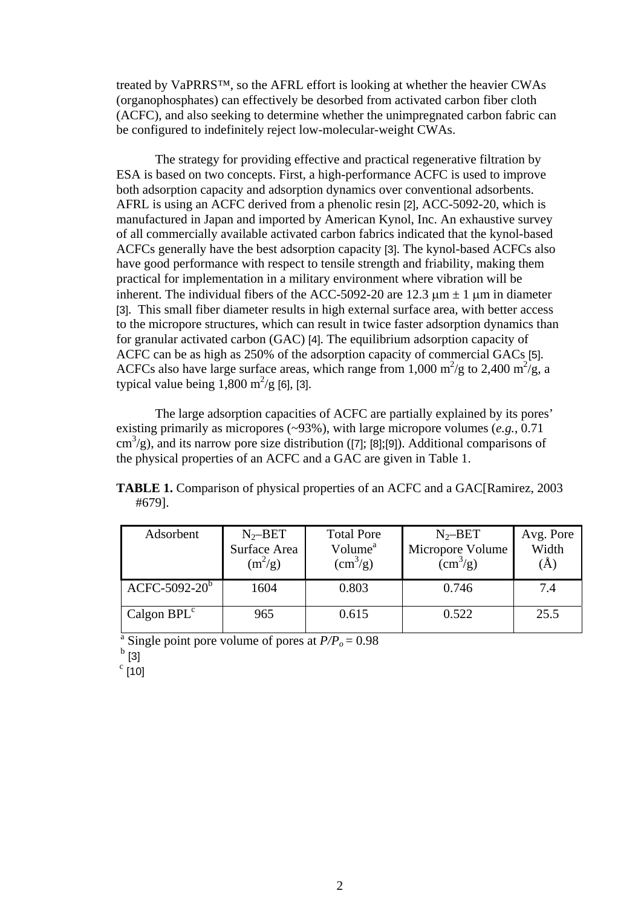treated by VaPRRS™, so the AFRL effort is looking at whether the heavier CWAs (organophosphates) can effectively be desorbed from activated carbon fiber cloth (ACFC), and also seeking to determine whether the unimpregnated carbon fabric can be configured to indefinitely reject low-molecular-weight CWAs.

The strategy for providing effective and practical regenerative filtration by ESA is based on two concepts. First, a high-performance ACFC is used to improve both adsorption capacity and adsorption dynamics over conventional adsorbents. AFRL is using an ACFC derived from a phenolic resin [2], ACC-5092-20, which is manufactured in Japan and imported by American Kynol, Inc. An exhaustive survey of all commercially available activated carbon fabrics indicated that the kynol-based ACFCs generally have the best adsorption capacity [3]. The kynol-based ACFCs also have good performance with respect to tensile strength and friability, making them practical for implementation in a military environment where vibration will be inherent. The individual fibers of the ACC-5092-20 are 12.3 μm ± 1 μm in diameter [3]. This small fiber diameter results in high external surface area, with better access to the micropore structures, which can result in twice faster adsorption dynamics than for granular activated carbon (GAC) [4]. The equilibrium adsorption capacity of ACFC can be as high as 250% of the adsorption capacity of commercial GACs [5]. ACFCs also have large surface areas, which range from 1,000 $m^2$/g to 2,400 $m^2$/g, a typical value being 1,800 $m^2$/g [6], [3].

The large adsorption capacities of ACFC are partially explained by its pores' existing primarily as micropores (~93%), with large micropore volumes (*e.g.*, 0.71 $cm^3$/g), and its narrow pore size distribution ([7]; [8];[9]). Additional comparisons of the physical properties of an ACFC and a GAC are given in Table 1.

**TABLE 1.** Comparison of physical properties of an ACFC and a GAC[Ramirez, 2003 #679].

| Adsorbent | $N_2$–BET Surface Area ($m^2$/g) | Total Pore Volume[a] ($cm^3$/g) | $N_2$–BET Micropore Volume ($cm^3$/g) | Avg. Pore Width (Å) |
|---|---|---|---|---|
| ACFC-5092-20[b] | 1604 | 0.803 | 0.746 | 7.4 |
| Calgon BPL[c] | 965 | 0.615 | 0.522 | 25.5 |

[a] Single point pore volume of pores at $P/P_o = 0.98$
[b] [3]
[c] [10]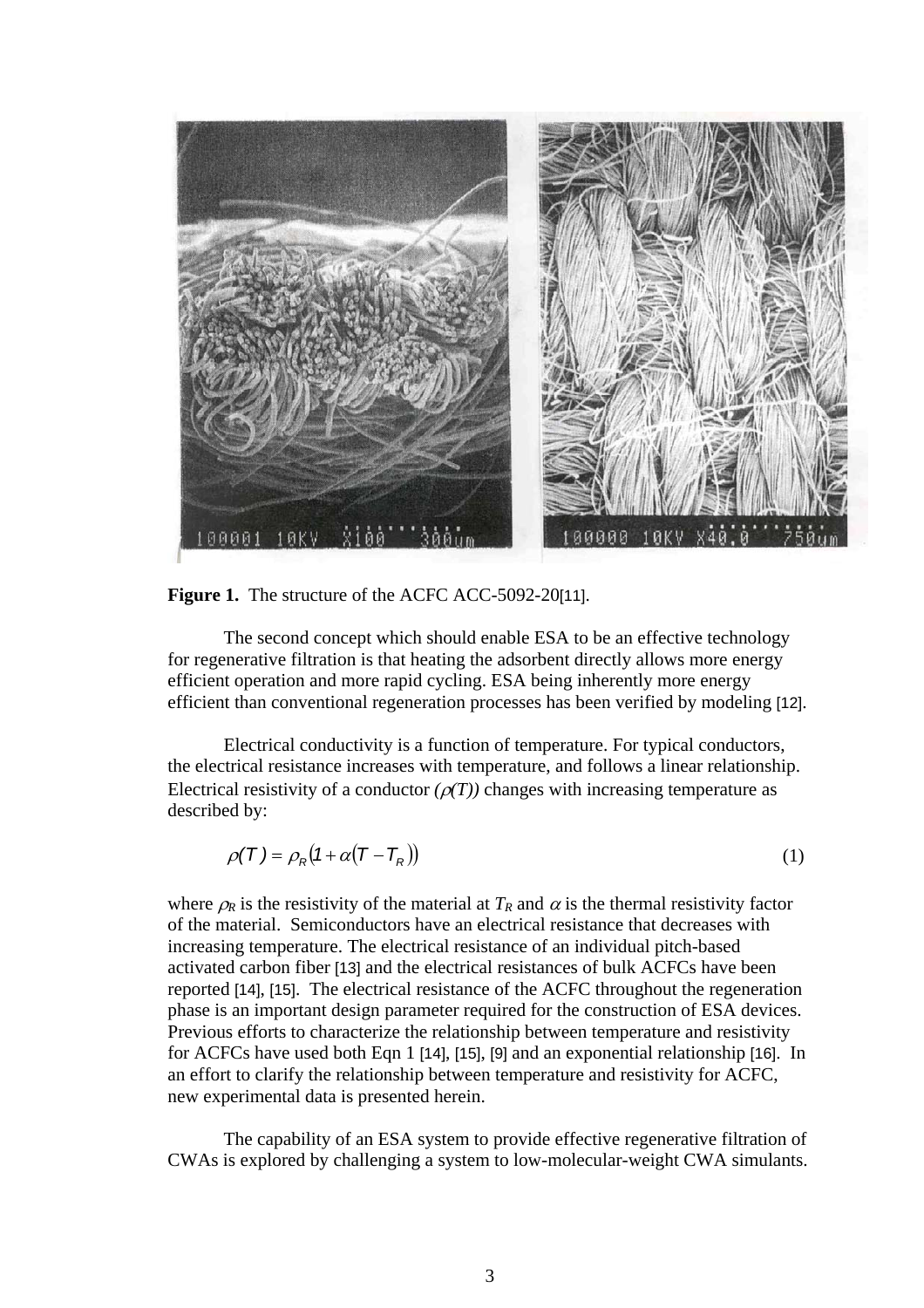**Figure 1.** The structure of the ACFC ACC-5092-20[11].

The second concept which should enable ESA to be an effective technology for regenerative filtration is that heating the adsorbent directly allows more energy efficient operation and more rapid cycling. ESA being inherently more energy efficient than conventional regeneration processes has been verified by modeling [12].

Electrical conductivity is a function of temperature. For typical conductors, the electrical resistance increases with temperature, and follows a linear relationship. Electrical resistivity of a conductor *($\rho(T)$)* changes with increasing temperature as described by:

$$\rho(T) = \rho_R \left(1 + \alpha \left(T - T_R\right)\right) \tag{1}$$

where $\rho_R$ is the resistivity of the material at $T_R$ and $\alpha$ is the thermal resistivity factor of the material. Semiconductors have an electrical resistance that decreases with increasing temperature. The electrical resistance of an individual pitch-based activated carbon fiber [13] and the electrical resistances of bulk ACFCs have been reported [14], [15]. The electrical resistance of the ACFC throughout the regeneration phase is an important design parameter required for the construction of ESA devices. Previous efforts to characterize the relationship between temperature and resistivity for ACFCs have used both Eqn 1 [14], [15], [9] and an exponential relationship [16]. In an effort to clarify the relationship between temperature and resistivity for ACFC, new experimental data is presented herein.

The capability of an ESA system to provide effective regenerative filtration of CWAs is explored by challenging a system to low-molecular-weight CWA simulants.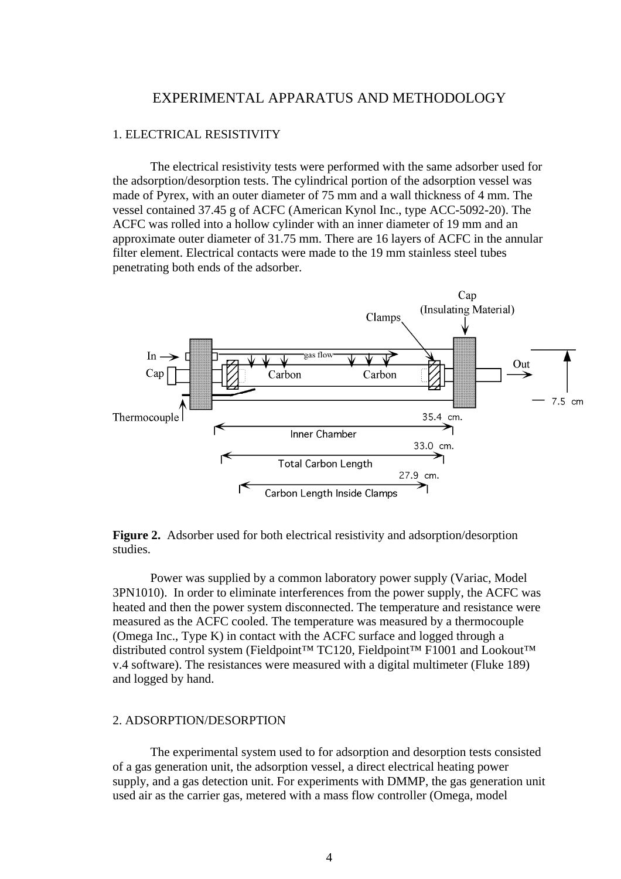# EXPERIMENTAL APPARATUS AND METHODOLOGY

## 1. ELECTRICAL RESISTIVITY

The electrical resistivity tests were performed with the same adsorber used for the adsorption/desorption tests. The cylindrical portion of the adsorption vessel was made of Pyrex, with an outer diameter of 75 mm and a wall thickness of 4 mm. The vessel contained 37.45 g of ACFC (American Kynol Inc., type ACC-5092-20). The ACFC was rolled into a hollow cylinder with an inner diameter of 19 mm and an approximate outer diameter of 31.75 mm. There are 16 layers of ACFC in the annular filter element. Electrical contacts were made to the 19 mm stainless steel tubes penetrating both ends of the adsorber.

**Figure 2.** Adsorber used for both electrical resistivity and adsorption/desorption studies.

Power was supplied by a common laboratory power supply (Variac, Model 3PN1010). In order to eliminate interferences from the power supply, the ACFC was heated and then the power system disconnected. The temperature and resistance were measured as the ACFC cooled. The temperature was measured by a thermocouple (Omega Inc., Type K) in contact with the ACFC surface and logged through a distributed control system (Fieldpoint™ TC120, Fieldpoint™ F1001 and Lookout™ v.4 software). The resistances were measured with a digital multimeter (Fluke 189) and logged by hand.

## 2. ADSORPTION/DESORPTION

The experimental system used to for adsorption and desorption tests consisted of a gas generation unit, the adsorption vessel, a direct electrical heating power supply, and a gas detection unit. For experiments with DMMP, the gas generation unit used air as the carrier gas, metered with a mass flow controller (Omega, model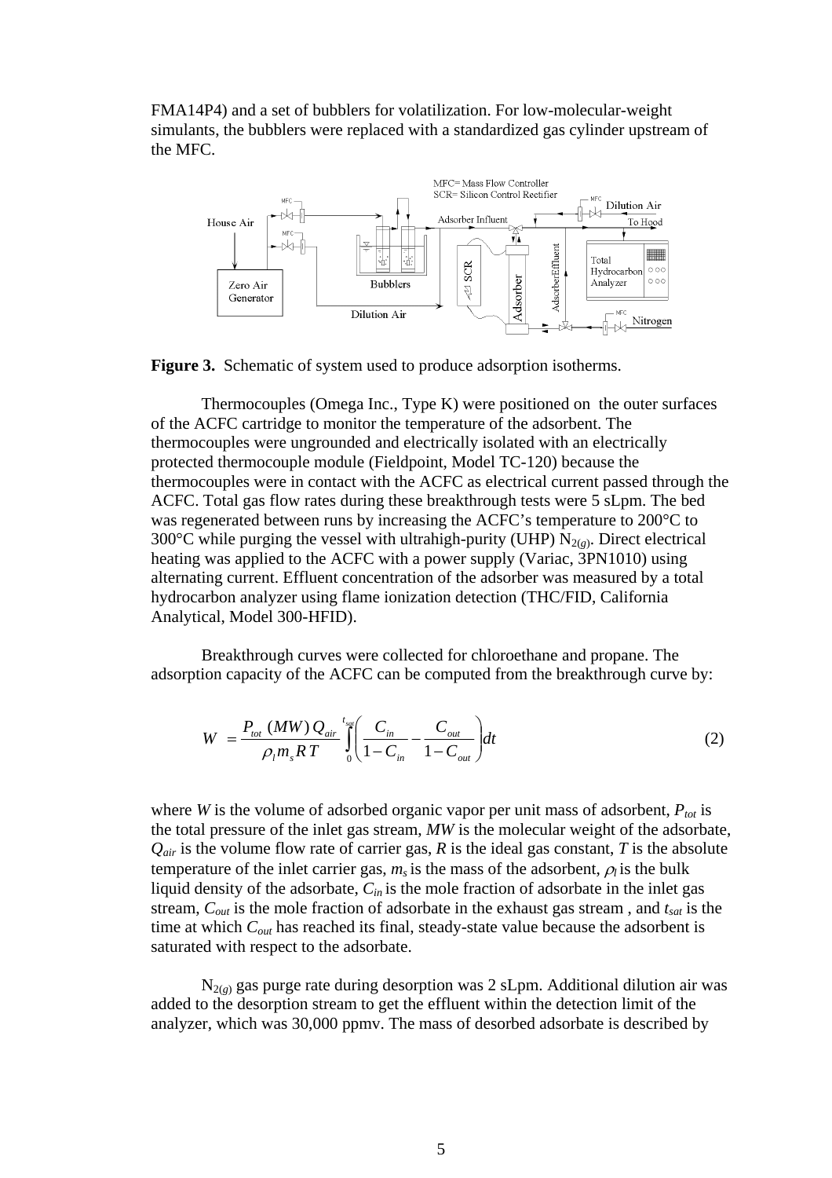FMA14P4) and a set of bubblers for volatilization. For low-molecular-weight simulants, the bubblers were replaced with a standardized gas cylinder upstream of the MFC.

**Figure 3.** Schematic of system used to produce adsorption isotherms.

Thermocouples (Omega Inc., Type K) were positioned on the outer surfaces of the ACFC cartridge to monitor the temperature of the adsorbent. The thermocouples were ungrounded and electrically isolated with an electrically protected thermocouple module (Fieldpoint, Model TC-120) because the thermocouples were in contact with the ACFC as electrical current passed through the ACFC. Total gas flow rates during these breakthrough tests were 5 sLpm. The bed was regenerated between runs by increasing the ACFC's temperature to 200°C to 300°C while purging the vessel with ultrahigh-purity (UHP) $N_{2(g)}$. Direct electrical heating was applied to the ACFC with a power supply (Variac, 3PN1010) using alternating current. Effluent concentration of the adsorber was measured by a total hydrocarbon analyzer using flame ionization detection (THC/FID, California Analytical, Model 300-HFID).

Breakthrough curves were collected for chloroethane and propane. The adsorption capacity of the ACFC can be computed from the breakthrough curve by:

$$W = \frac{P_{tot}\,(MW)\,Q_{air}}{\rho_l m_s R\,T} \int_0^{t_{sat}} \left( \frac{C_{in}}{1 - C_{in}} - \frac{C_{out}}{1 - C_{out}} \right) dt \tag{2}$$

where $W$ is the volume of adsorbed organic vapor per unit mass of adsorbent, $P_{tot}$ is the total pressure of the inlet gas stream, $MW$ is the molecular weight of the adsorbate, $Q_{air}$ is the volume flow rate of carrier gas, $R$ is the ideal gas constant, $T$ is the absolute temperature of the inlet carrier gas, $m_s$ is the mass of the adsorbent, $\rho_l$ is the bulk liquid density of the adsorbate, $C_{in}$ is the mole fraction of adsorbate in the inlet gas stream, $C_{out}$ is the mole fraction of adsorbate in the exhaust gas stream , and $t_{sat}$ is the time at which $C_{out}$ has reached its final, steady-state value because the adsorbent is saturated with respect to the adsorbate.

$N_{2(g)}$ gas purge rate during desorption was 2 sLpm. Additional dilution air was added to the desorption stream to get the effluent within the detection limit of the analyzer, which was 30,000 ppmv. The mass of desorbed adsorbate is described by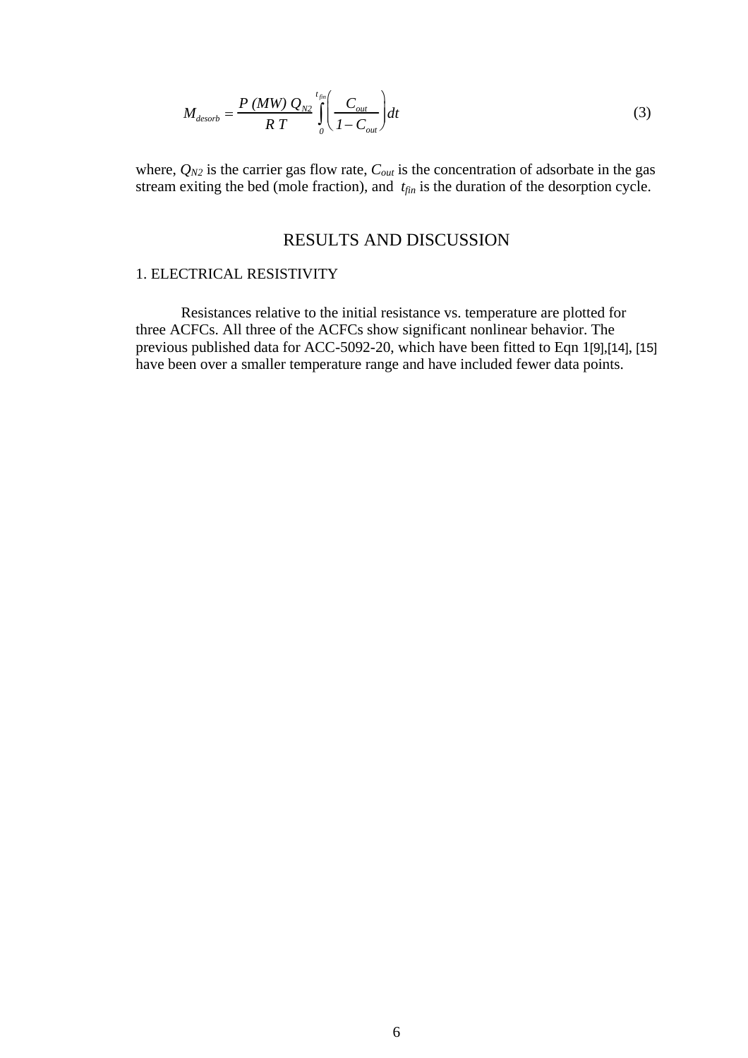$$M_{desorb} = \frac{P\ (MW)\ Q_{N2}}{R\ T} \int_{0}^{t_{fin}} \left( \frac{C_{out}}{1 - C_{out}} \right) dt \tag{3}$$

where, $Q_{N2}$ is the carrier gas flow rate, $C_{out}$ is the concentration of adsorbate in the gas stream exiting the bed (mole fraction), and $t_{fin}$ is the duration of the desorption cycle.

## RESULTS AND DISCUSSION

### 1. ELECTRICAL RESISTIVITY

Resistances relative to the initial resistance vs. temperature are plotted for three ACFCs. All three of the ACFCs show significant nonlinear behavior. The previous published data for ACC-5092-20, which have been fitted to Eqn 1[9],[14], [15] have been over a smaller temperature range and have included fewer data points.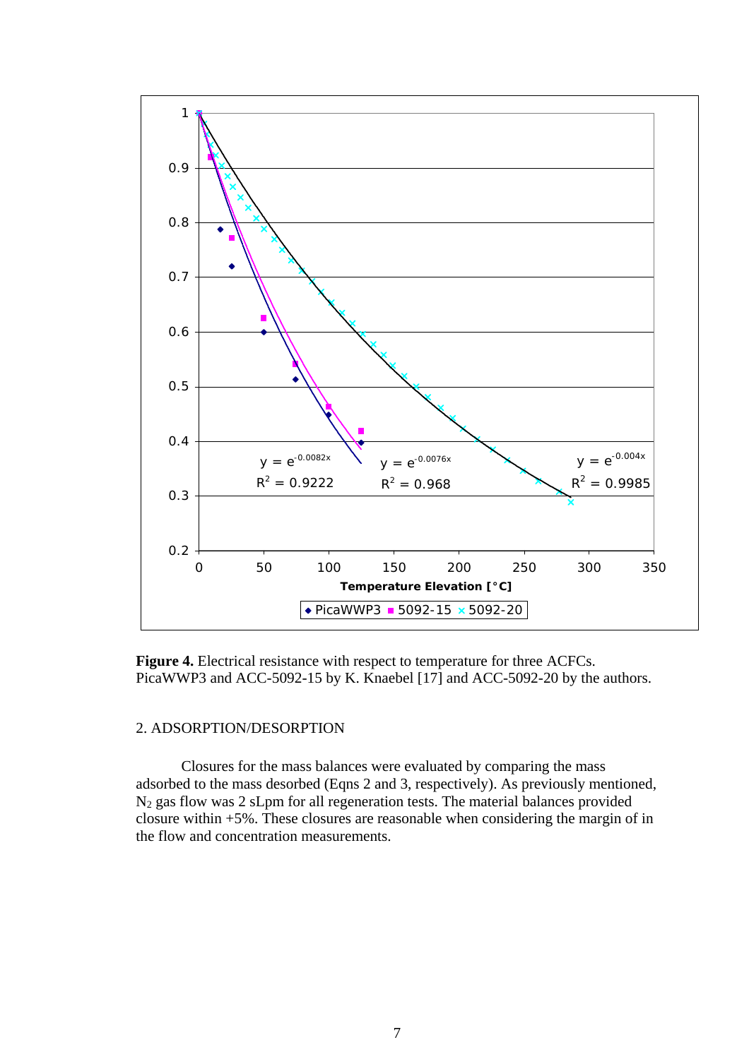**Figure 4.** Electrical resistance with respect to temperature for three ACFCs. PicaWWP3 and ACC-5092-15 by K. Knaebel [17] and ACC-5092-20 by the authors.

2. ADSORPTION/DESORPTION

Closures for the mass balances were evaluated by comparing the mass adsorbed to the mass desorbed (Eqns 2 and 3, respectively). As previously mentioned, $N_2$ gas flow was 2 sLpm for all regeneration tests. The material balances provided closure within +5%. These closures are reasonable when considering the margin of in the flow and concentration measurements.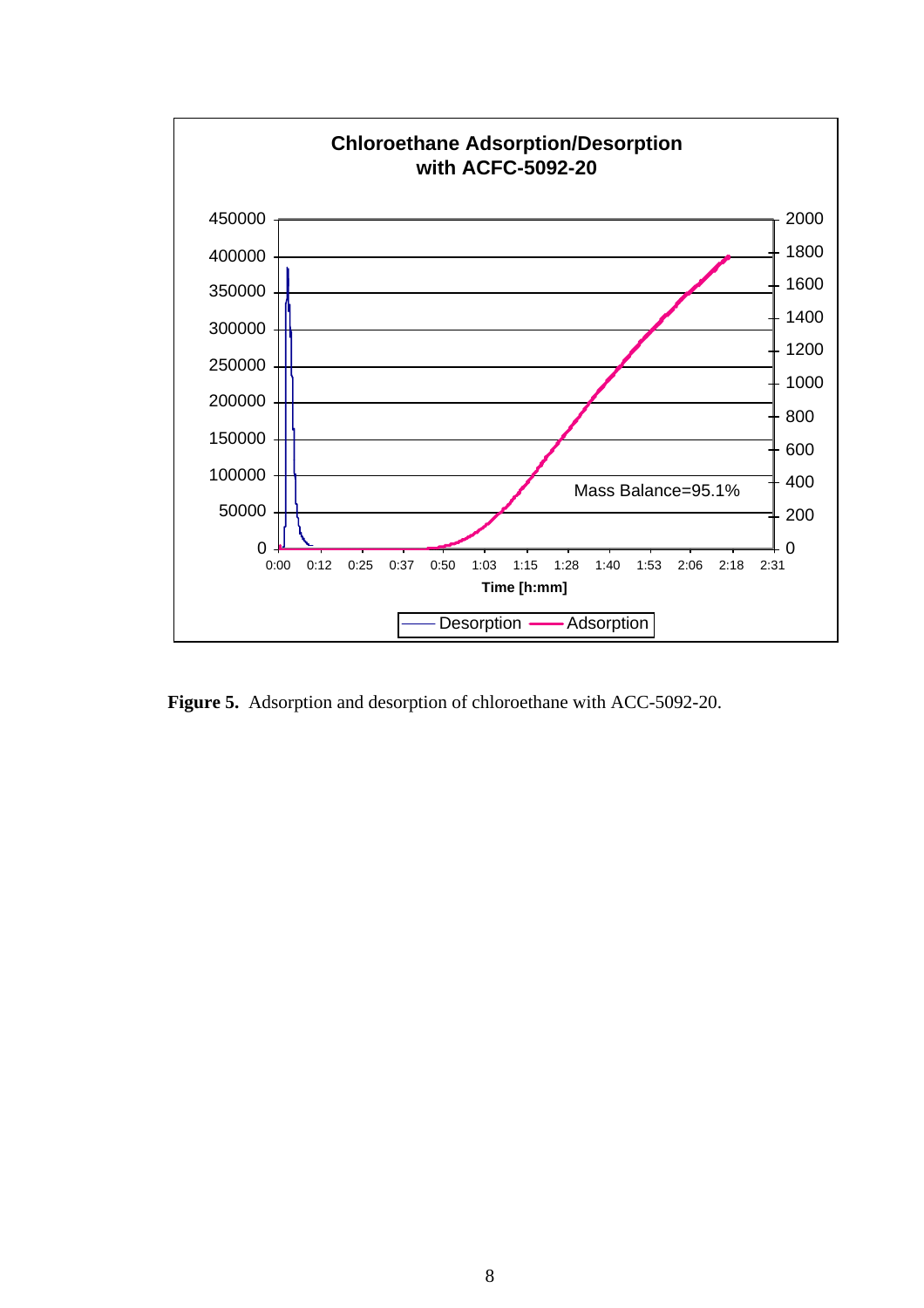**Figure 5.** Adsorption and desorption of chloroethane with ACC-5092-20.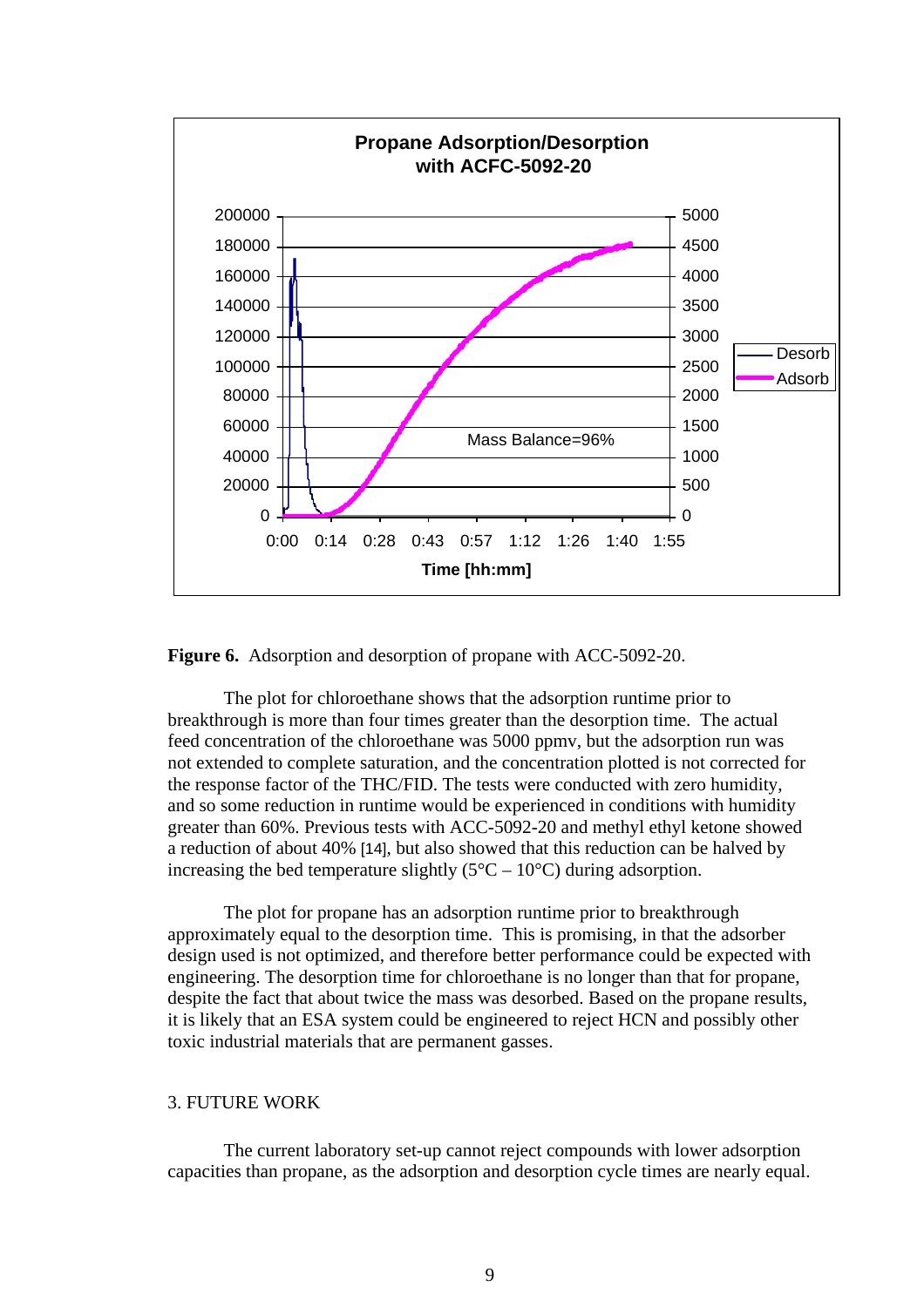**Figure 6.** Adsorption and desorption of propane with ACC-5092-20.

The plot for chloroethane shows that the adsorption runtime prior to breakthrough is more than four times greater than the desorption time. The actual feed concentration of the chloroethane was 5000 ppmv, but the adsorption run was not extended to complete saturation, and the concentration plotted is not corrected for the response factor of the THC/FID. The tests were conducted with zero humidity, and so some reduction in runtime would be experienced in conditions with humidity greater than 60%. Previous tests with ACC-5092-20 and methyl ethyl ketone showed a reduction of about 40% [14], but also showed that this reduction can be halved by increasing the bed temperature slightly (5°C – 10°C) during adsorption.

The plot for propane has an adsorption runtime prior to breakthrough approximately equal to the desorption time. This is promising, in that the adsorber design used is not optimized, and therefore better performance could be expected with engineering. The desorption time for chloroethane is no longer than that for propane, despite the fact that about twice the mass was desorbed. Based on the propane results, it is likely that an ESA system could be engineered to reject HCN and possibly other toxic industrial materials that are permanent gasses.

## 3. FUTURE WORK

The current laboratory set-up cannot reject compounds with lower adsorption capacities than propane, as the adsorption and desorption cycle times are nearly equal.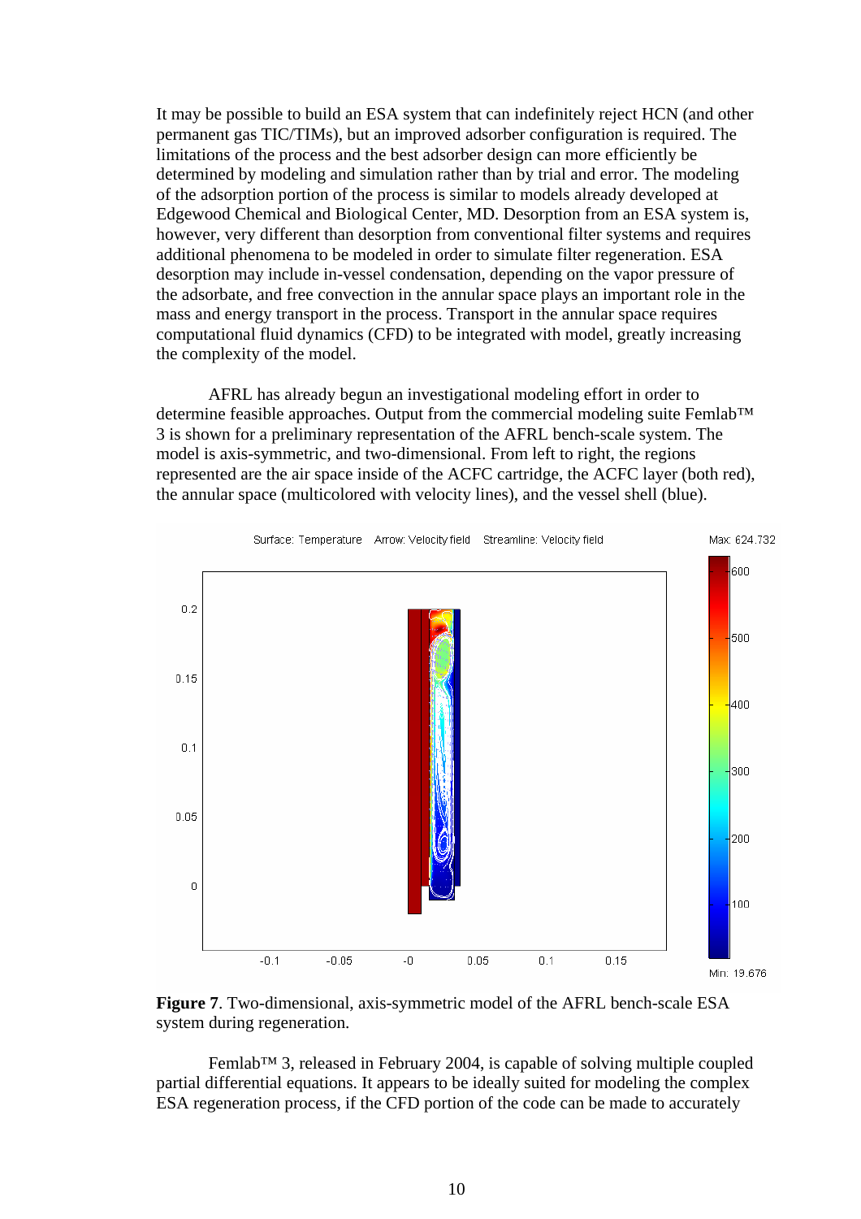It may be possible to build an ESA system that can indefinitely reject HCN (and other permanent gas TIC/TIMs), but an improved adsorber configuration is required. The limitations of the process and the best adsorber design can more efficiently be determined by modeling and simulation rather than by trial and error. The modeling of the adsorption portion of the process is similar to models already developed at Edgewood Chemical and Biological Center, MD. Desorption from an ESA system is, however, very different than desorption from conventional filter systems and requires additional phenomena to be modeled in order to simulate filter regeneration. ESA desorption may include in-vessel condensation, depending on the vapor pressure of the adsorbate, and free convection in the annular space plays an important role in the mass and energy transport in the process. Transport in the annular space requires computational fluid dynamics (CFD) to be integrated with model, greatly increasing the complexity of the model.

AFRL has already begun an investigational modeling effort in order to determine feasible approaches. Output from the commercial modeling suite Femlab™ 3 is shown for a preliminary representation of the AFRL bench-scale system. The model is axis-symmetric, and two-dimensional. From left to right, the regions represented are the air space inside of the ACFC cartridge, the ACFC layer (both red), the annular space (multicolored with velocity lines), and the vessel shell (blue).

**Figure 7**. Two-dimensional, axis-symmetric model of the AFRL bench-scale ESA system during regeneration.

Femlab™ 3, released in February 2004, is capable of solving multiple coupled partial differential equations. It appears to be ideally suited for modeling the complex ESA regeneration process, if the CFD portion of the code can be made to accurately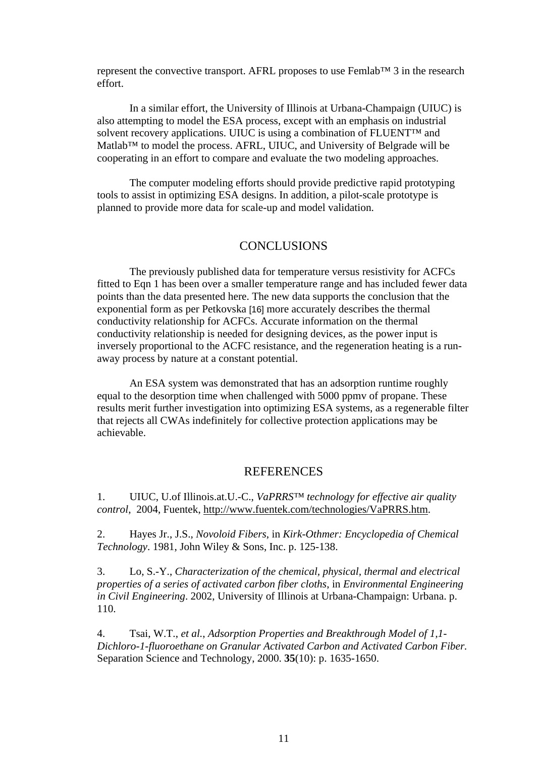represent the convective transport. AFRL proposes to use Femlab™ 3 in the research effort.

In a similar effort, the University of Illinois at Urbana-Champaign (UIUC) is also attempting to model the ESA process, except with an emphasis on industrial solvent recovery applications. UIUC is using a combination of FLUENT™ and Matlab™ to model the process. AFRL, UIUC, and University of Belgrade will be cooperating in an effort to compare and evaluate the two modeling approaches.

The computer modeling efforts should provide predictive rapid prototyping tools to assist in optimizing ESA designs. In addition, a pilot-scale prototype is planned to provide more data for scale-up and model validation.

## CONCLUSIONS

The previously published data for temperature versus resistivity for ACFCs fitted to Eqn 1 has been over a smaller temperature range and has included fewer data points than the data presented here. The new data supports the conclusion that the exponential form as per Petkovska [16] more accurately describes the thermal conductivity relationship for ACFCs. Accurate information on the thermal conductivity relationship is needed for designing devices, as the power input is inversely proportional to the ACFC resistance, and the regeneration heating is a run-away process by nature at a constant potential.

An ESA system was demonstrated that has an adsorption runtime roughly equal to the desorption time when challenged with 5000 ppmv of propane. These results merit further investigation into optimizing ESA systems, as a regenerable filter that rejects all CWAs indefinitely for collective protection applications may be achievable.

## REFERENCES

1. UIUC, U.of Illinois.at.U.-C., *VaPRRS™ technology for effective air quality control*, 2004, Fuentek, http://www.fuentek.com/technologies/VaPRRS.htm.

2. Hayes Jr., J.S., *Novoloid Fibers*, in *Kirk-Othmer: Encyclopedia of Chemical Technology*. 1981, John Wiley & Sons, Inc. p. 125-138.

3. Lo, S.-Y., *Characterization of the chemical, physical, thermal and electrical properties of a series of activated carbon fiber cloths*, in *Environmental Engineering in Civil Engineering*. 2002, University of Illinois at Urbana-Champaign: Urbana. p. 110.

4. Tsai, W.T., *et al.*, *Adsorption Properties and Breakthrough Model of 1,1-Dichloro-1-fluoroethane on Granular Activated Carbon and Activated Carbon Fiber*. Separation Science and Technology, 2000. **35**(10): p. 1635-1650.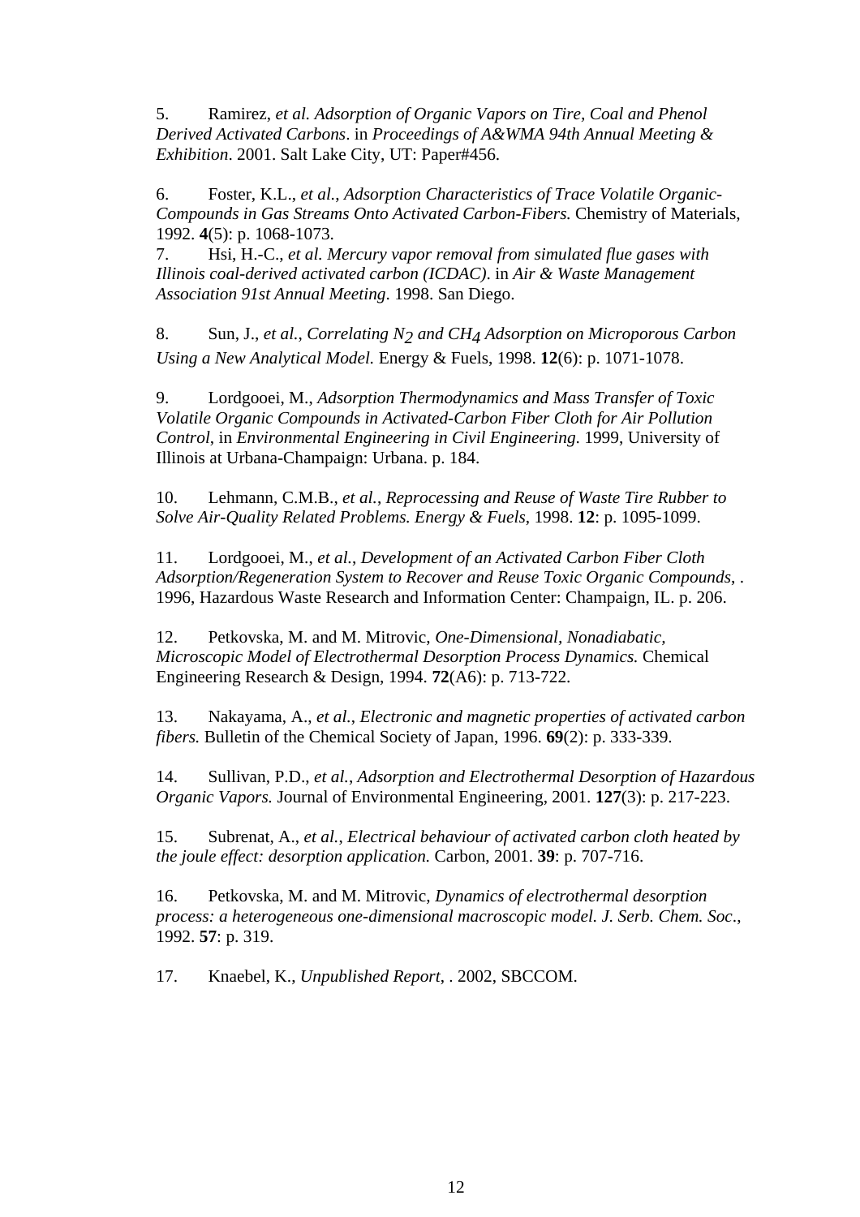5. Ramirez, *et al. Adsorption of Organic Vapors on Tire, Coal and Phenol Derived Activated Carbons*. in *Proceedings of A&WMA 94th Annual Meeting & Exhibition*. 2001. Salt Lake City, UT: Paper#456.

6. Foster, K.L., *et al.*, *Adsorption Characteristics of Trace Volatile Organic-Compounds in Gas Streams Onto Activated Carbon-Fibers.* Chemistry of Materials, 1992. **4**(5): p. 1068-1073.

7. Hsi, H.-C., *et al. Mercury vapor removal from simulated flue gases with Illinois coal-derived activated carbon (ICDAC)*. in *Air & Waste Management Association 91st Annual Meeting*. 1998. San Diego.

8. Sun, J., *et al.*, *Correlating $N_2$ and $CH_4$ Adsorption on Microporous Carbon Using a New Analytical Model.* Energy & Fuels, 1998. **12**(6): p. 1071-1078.

9. Lordgooei, M., *Adsorption Thermodynamics and Mass Transfer of Toxic Volatile Organic Compounds in Activated-Carbon Fiber Cloth for Air Pollution Control*, in *Environmental Engineering in Civil Engineering*. 1999, University of Illinois at Urbana-Champaign: Urbana. p. 184.

10. Lehmann, C.M.B., *et al.*, *Reprocessing and Reuse of Waste Tire Rubber to Solve Air-Quality Related Problems. Energy & Fuels*, 1998. **12**: p. 1095-1099.

11. Lordgooei, M., *et al.*, *Development of an Activated Carbon Fiber Cloth Adsorption/Regeneration System to Recover and Reuse Toxic Organic Compounds*, . 1996, Hazardous Waste Research and Information Center: Champaign, IL. p. 206.

12. Petkovska, M. and M. Mitrovic, *One-Dimensional, Nonadiabatic, Microscopic Model of Electrothermal Desorption Process Dynamics.* Chemical Engineering Research & Design, 1994. **72**(A6): p. 713-722.

13. Nakayama, A., *et al.*, *Electronic and magnetic properties of activated carbon fibers.* Bulletin of the Chemical Society of Japan, 1996. **69**(2): p. 333-339.

14. Sullivan, P.D., *et al.*, *Adsorption and Electrothermal Desorption of Hazardous Organic Vapors.* Journal of Environmental Engineering, 2001. **127**(3): p. 217-223.

15. Subrenat, A., *et al.*, *Electrical behaviour of activated carbon cloth heated by the joule effect: desorption application.* Carbon, 2001. **39**: p. 707-716.

16. Petkovska, M. and M. Mitrovic, *Dynamics of electrothermal desorption process: a heterogeneous one-dimensional macroscopic model. J. Serb. Chem. Soc*., 1992. **57**: p. 319.

17. Knaebel, K., *Unpublished Report*, . 2002, SBCCOM.